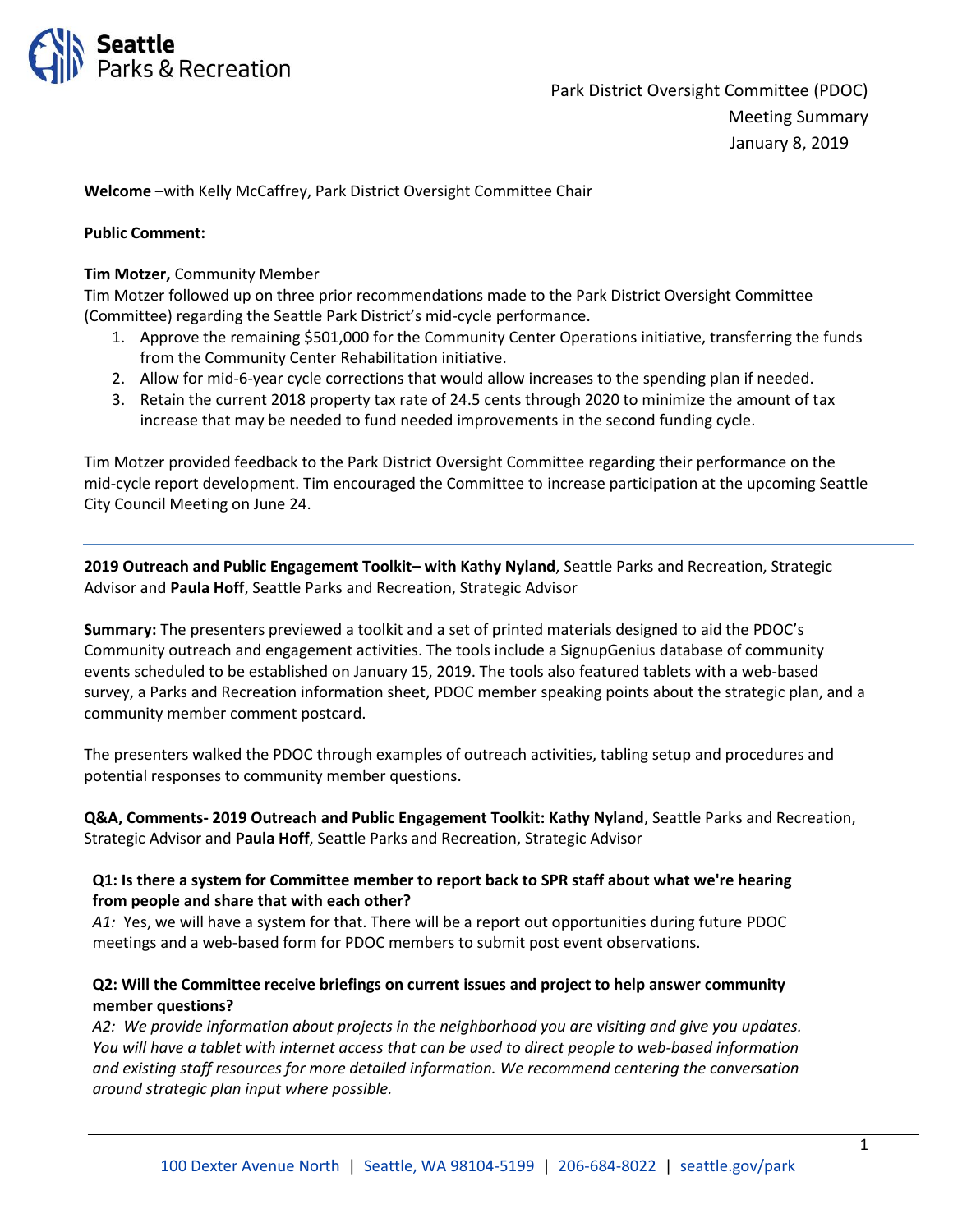Park District Oversight Committee (PDOC)
Meeting Summary
January 8, 2019

**Welcome** –with Kelly McCaffrey, Park District Oversight Committee Chair

**Public Comment:**

**Tim Motzer,** Community Member
Tim Motzer followed up on three prior recommendations made to the Park District Oversight Committee (Committee) regarding the Seattle Park District's mid-cycle performance.

1. Approve the remaining $501,000 for the Community Center Operations initiative, transferring the funds from the Community Center Rehabilitation initiative.
2. Allow for mid-6-year cycle corrections that would allow increases to the spending plan if needed.
3. Retain the current 2018 property tax rate of 24.5 cents through 2020 to minimize the amount of tax increase that may be needed to fund needed improvements in the second funding cycle.

Tim Motzer provided feedback to the Park District Oversight Committee regarding their performance on the mid-cycle report development. Tim encouraged the Committee to increase participation at the upcoming Seattle City Council Meeting on June 24.

---

**2019 Outreach and Public Engagement Toolkit– with Kathy Nyland**, Seattle Parks and Recreation, Strategic Advisor and **Paula Hoff**, Seattle Parks and Recreation, Strategic Advisor

**Summary:** The presenters previewed a toolkit and a set of printed materials designed to aid the PDOC's Community outreach and engagement activities. The tools include a SignupGenius database of community events scheduled to be established on January 15, 2019. The tools also featured tablets with a web-based survey, a Parks and Recreation information sheet, PDOC member speaking points about the strategic plan, and a community member comment postcard.

The presenters walked the PDOC through examples of outreach activities, tabling setup and procedures and potential responses to community member questions.

**Q&A, Comments- 2019 Outreach and Public Engagement Toolkit: Kathy Nyland**, Seattle Parks and Recreation, Strategic Advisor and **Paula Hoff**, Seattle Parks and Recreation, Strategic Advisor

**Q1: Is there a system for Committee member to report back to SPR staff about what we're hearing from people and share that with each other?**
*A1:* Yes, we will have a system for that. There will be a report out opportunities during future PDOC meetings and a web-based form for PDOC members to submit post event observations.

**Q2: Will the Committee receive briefings on current issues and project to help answer community member questions?**
*A2: We provide information about projects in the neighborhood you are visiting and give you updates. You will have a tablet with internet access that can be used to direct people to web-based information and existing staff resources for more detailed information. We recommend centering the conversation around strategic plan input where possible.*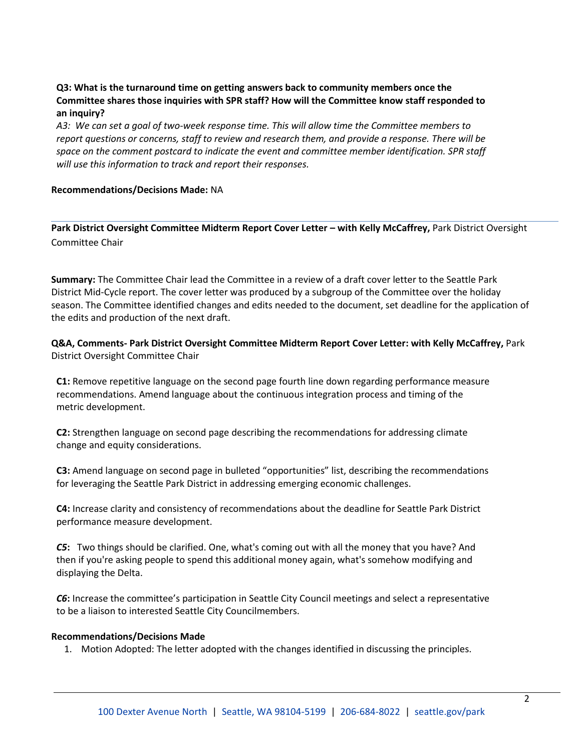**Q3: What is the turnaround time on getting answers back to community members once the Committee shares those inquiries with SPR staff? How will the Committee know staff responded to an inquiry?**

*A3: We can set a goal of two-week response time. This will allow time the Committee members to report questions or concerns, staff to review and research them, and provide a response. There will be space on the comment postcard to indicate the event and committee member identification. SPR staff will use this information to track and report their responses.*

**Recommendations/Decisions Made:** NA

---

**Park District Oversight Committee Midterm Report Cover Letter – with Kelly McCaffrey,** Park District Oversight Committee Chair

**Summary:** The Committee Chair lead the Committee in a review of a draft cover letter to the Seattle Park District Mid-Cycle report. The cover letter was produced by a subgroup of the Committee over the holiday season. The Committee identified changes and edits needed to the document, set deadline for the application of the edits and production of the next draft.

**Q&A, Comments- Park District Oversight Committee Midterm Report Cover Letter: with Kelly McCaffrey,** Park District Oversight Committee Chair

**C1:** Remove repetitive language on the second page fourth line down regarding performance measure recommendations. Amend language about the continuous integration process and timing of the metric development.

**C2:** Strengthen language on second page describing the recommendations for addressing climate change and equity considerations.

**C3:** Amend language on second page in bulleted "opportunities" list, describing the recommendations for leveraging the Seattle Park District in addressing emerging economic challenges.

**C4:** Increase clarity and consistency of recommendations about the deadline for Seattle Park District performance measure development.

***C5*:** Two things should be clarified. One, what's coming out with all the money that you have? And then if you're asking people to spend this additional money again, what's somehow modifying and displaying the Delta.

***C6*:** Increase the committee's participation in Seattle City Council meetings and select a representative to be a liaison to interested Seattle City Councilmembers.

**Recommendations/Decisions Made**

1. Motion Adopted: The letter adopted with the changes identified in discussing the principles.